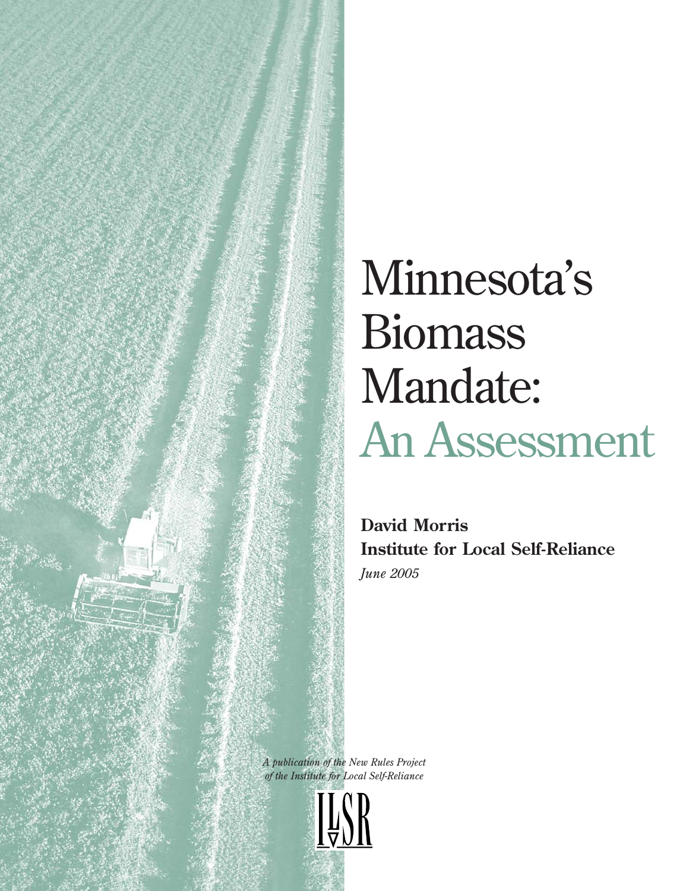# Minnesota's Biomass Mandate: An Assessment

**David Morris**
**Institute for Local Self-Reliance**
*June 2005*

*A publication of the New Rules Project of the Institute for Local Self-Reliance*

ILSR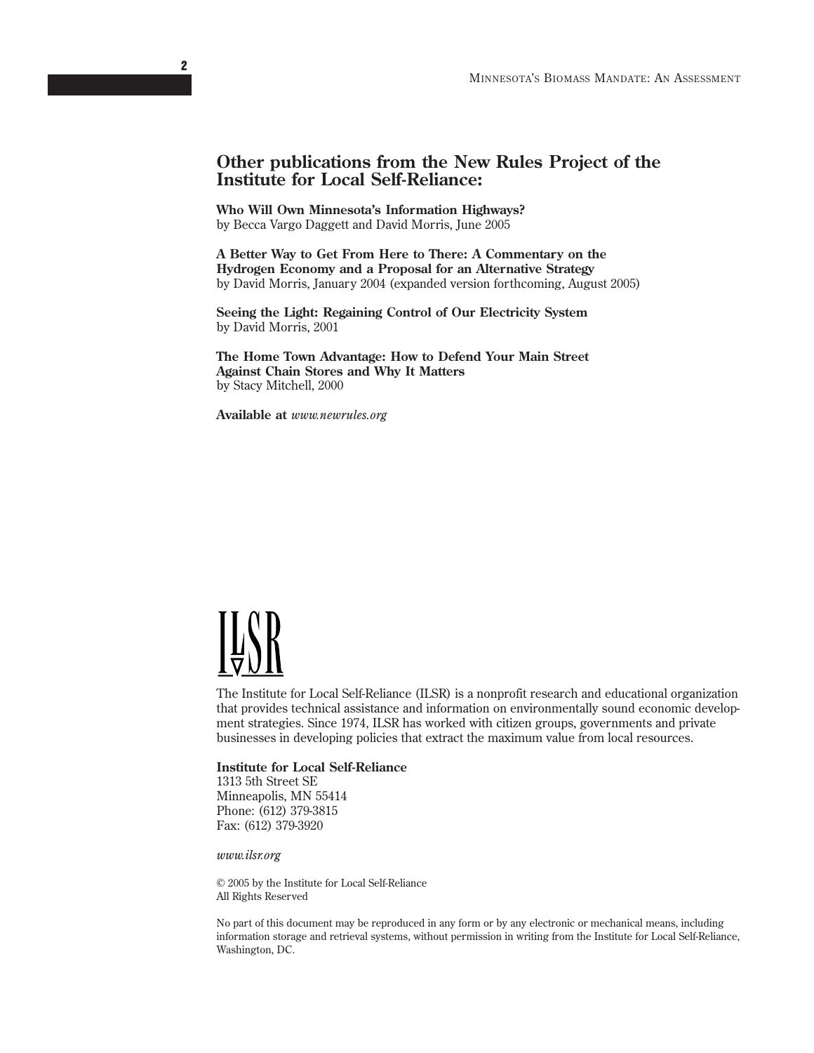## Other publications from the New Rules Project of the Institute for Local Self-Reliance:

**Who Will Own Minnesota's Information Highways?**
by Becca Vargo Daggett and David Morris, June 2005

**A Better Way to Get From Here to There: A Commentary on the Hydrogen Economy and a Proposal for an Alternative Strategy**
by David Morris, January 2004 (expanded version forthcoming, August 2005)

**Seeing the Light: Regaining Control of Our Electricity System**
by David Morris, 2001

**The Home Town Advantage: How to Defend Your Main Street Against Chain Stores and Why It Matters**
by Stacy Mitchell, 2000

**Available at** *www.newrules.org*

ILSR

The Institute for Local Self-Reliance (ILSR) is a nonprofit research and educational organization that provides technical assistance and information on environmentally sound economic development strategies. Since 1974, ILSR has worked with citizen groups, governments and private businesses in developing policies that extract the maximum value from local resources.

**Institute for Local Self-Reliance**
1313 5th Street SE
Minneapolis, MN 55414
Phone: (612) 379-3815
Fax: (612) 379-3920

*www.ilsr.org*

© 2005 by the Institute for Local Self-Reliance
All Rights Reserved

No part of this document may be reproduced in any form or by any electronic or mechanical means, including information storage and retrieval systems, without permission in writing from the Institute for Local Self-Reliance, Washington, DC.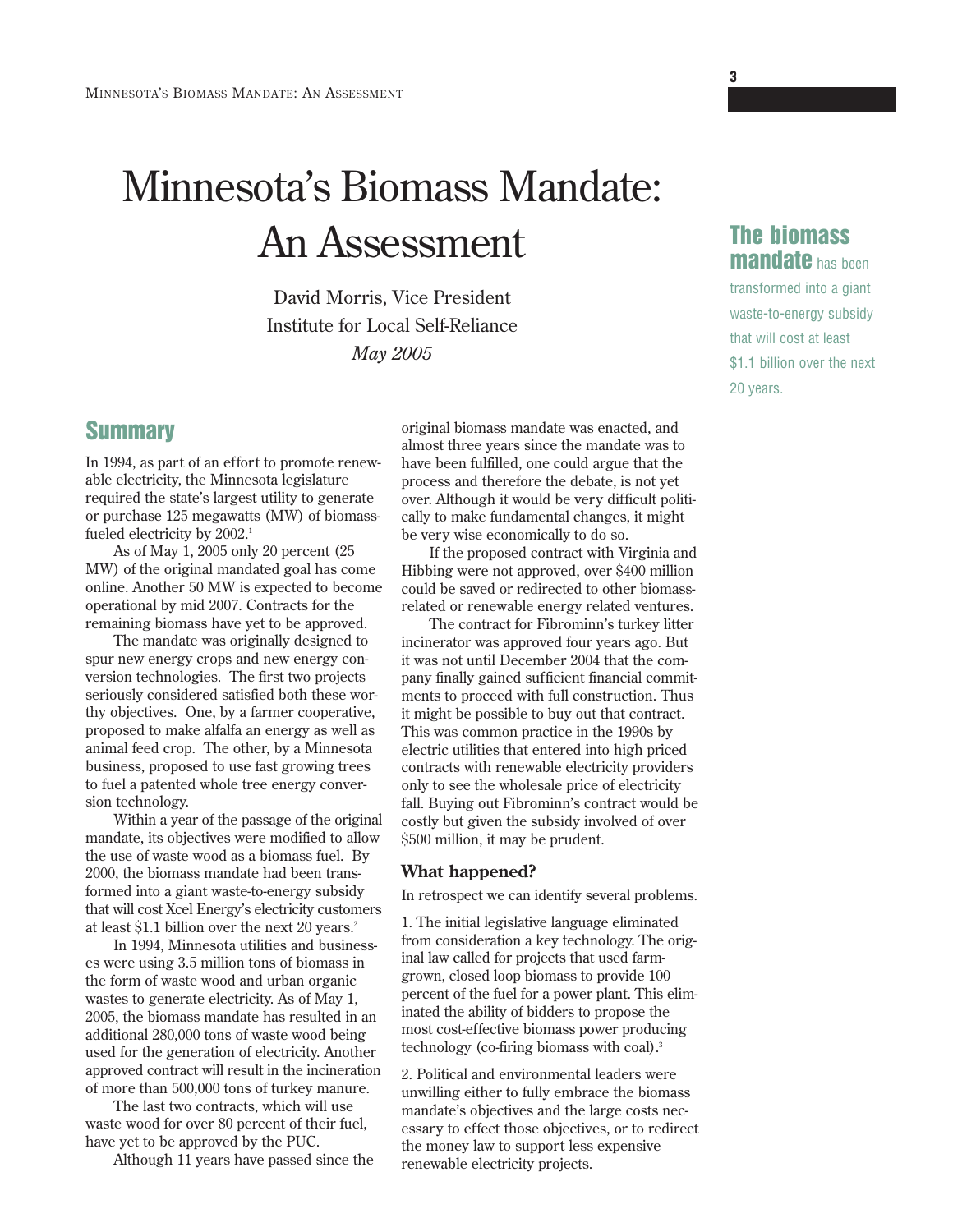# Minnesota's Biomass Mandate: An Assessment

David Morris, Vice President
Institute for Local Self-Reliance
*May 2005*

**The biomass mandate** has been transformed into a giant waste-to-energy subsidy that will cost at least $1.1 billion over the next 20 years.

## Summary

In 1994, as part of an effort to promote renewable electricity, the Minnesota legislature required the state's largest utility to generate or purchase 125 megawatts (MW) of biomass-fueled electricity by 2002.[1]

As of May 1, 2005 only 20 percent (25 MW) of the original mandated goal has come online. Another 50 MW is expected to become operational by mid 2007. Contracts for the remaining biomass have yet to be approved.

The mandate was originally designed to spur new energy crops and new energy conversion technologies. The first two projects seriously considered satisfied both these worthy objectives. One, by a farmer cooperative, proposed to make alfalfa an energy as well as animal feed crop. The other, by a Minnesota business, proposed to use fast growing trees to fuel a patented whole tree energy conversion technology.

Within a year of the passage of the original mandate, its objectives were modified to allow the use of waste wood as a biomass fuel. By 2000, the biomass mandate had been transformed into a giant waste-to-energy subsidy that will cost Xcel Energy's electricity customers at least $1.1 billion over the next 20 years.[2]

In 1994, Minnesota utilities and businesses were using 3.5 million tons of biomass in the form of waste wood and urban organic wastes to generate electricity. As of May 1, 2005, the biomass mandate has resulted in an additional 280,000 tons of waste wood being used for the generation of electricity. Another approved contract will result in the incineration of more than 500,000 tons of turkey manure.

The last two contracts, which will use waste wood for over 80 percent of their fuel, have yet to be approved by the PUC.

Although 11 years have passed since the original biomass mandate was enacted, and almost three years since the mandate was to have been fulfilled, one could argue that the process and therefore the debate, is not yet over. Although it would be very difficult politically to make fundamental changes, it might be very wise economically to do so.

If the proposed contract with Virginia and Hibbing were not approved, over $400 million could be saved or redirected to other biomass-related or renewable energy related ventures.

The contract for Fibrominn's turkey litter incinerator was approved four years ago. But it was not until December 2004 that the company finally gained sufficient financial commitments to proceed with full construction. Thus it might be possible to buy out that contract. This was common practice in the 1990s by electric utilities that entered into high priced contracts with renewable electricity providers only to see the wholesale price of electricity fall. Buying out Fibrominn's contract would be costly but given the subsidy involved of over $500 million, it may be prudent.

### What happened?

In retrospect we can identify several problems.

1. The initial legislative language eliminated from consideration a key technology. The original law called for projects that used farm-grown, closed loop biomass to provide 100 percent of the fuel for a power plant. This eliminated the ability of bidders to propose the most cost-effective biomass power producing technology (co-firing biomass with coal).[3]

2. Political and environmental leaders were unwilling either to fully embrace the biomass mandate's objectives and the large costs necessary to effect those objectives, or to redirect the money law to support less expensive renewable electricity projects.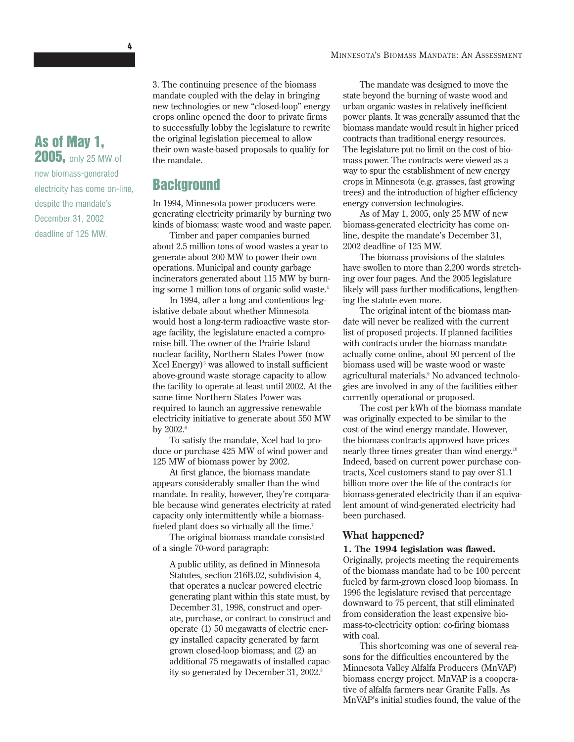**As of May 1, 2005,** only 25 MW of new biomass-generated electricity has come on-line, despite the mandate's December 31, 2002 deadline of 125 MW.

3. The continuing presence of the biomass mandate coupled with the delay in bringing new technologies or new "closed-loop" energy crops online opened the door to private firms to successfully lobby the legislature to rewrite the original legislation piecemeal to allow their own waste-based proposals to qualify for the mandate.

## Background

In 1994, Minnesota power producers were generating electricity primarily by burning two kinds of biomass: waste wood and waste paper.

Timber and paper companies burned about 2.5 million tons of wood wastes a year to generate about 200 MW to power their own operations. Municipal and county garbage incinerators generated about 115 MW by burning some 1 million tons of organic solid waste.[4]

In 1994, after a long and contentious legislative debate about whether Minnesota would host a long-term radioactive waste storage facility, the legislature enacted a compromise bill. The owner of the Prairie Island nuclear facility, Northern States Power (now Xcel Energy)[5] was allowed to install sufficient above-ground waste storage capacity to allow the facility to operate at least until 2002. At the same time Northern States Power was required to launch an aggressive renewable electricity initiative to generate about 550 MW by 2002.[6]

To satisfy the mandate, Xcel had to produce or purchase 425 MW of wind power and 125 MW of biomass power by 2002.

At first glance, the biomass mandate appears considerably smaller than the wind mandate. In reality, however, they're comparable because wind generates electricity at rated capacity only intermittently while a biomass-fueled plant does so virtually all the time.[7]

The original biomass mandate consisted of a single 70-word paragraph:

> A public utility, as defined in Minnesota Statutes, section 216B.02, subdivision 4, that operates a nuclear powered electric generating plant within this state must, by December 31, 1998, construct and operate, purchase, or contract to construct and operate (1) 50 megawatts of electric energy installed capacity generated by farm grown closed-loop biomass; and (2) an additional 75 megawatts of installed capacity so generated by December 31, 2002.[8]

The mandate was designed to move the state beyond the burning of waste wood and urban organic wastes in relatively inefficient power plants. It was generally assumed that the biomass mandate would result in higher priced contracts than traditional energy resources. The legislature put no limit on the cost of biomass power. The contracts were viewed as a way to spur the establishment of new energy crops in Minnesota (e.g. grasses, fast growing trees) and the introduction of higher efficiency energy conversion technologies.

As of May 1, 2005, only 25 MW of new biomass-generated electricity has come online, despite the mandate's December 31, 2002 deadline of 125 MW.

The biomass provisions of the statutes have swollen to more than 2,200 words stretching over four pages. And the 2005 legislature likely will pass further modifications, lengthening the statute even more.

The original intent of the biomass mandate will never be realized with the current list of proposed projects. If planned facilities with contracts under the biomass mandate actually come online, about 90 percent of the biomass used will be waste wood or waste agricultural materials.[9] No advanced technologies are involved in any of the facilities either currently operational or proposed.

The cost per kWh of the biomass mandate was originally expected to be similar to the cost of the wind energy mandate. However, the biomass contracts approved have prices nearly three times greater than wind energy.[10] Indeed, based on current power purchase contracts, Xcel customers stand to pay over $1.1 billion more over the life of the contracts for biomass-generated electricity than if an equivalent amount of wind-generated electricity had been purchased.

### What happened?

**1. The 1994 legislation was flawed.** Originally, projects meeting the requirements of the biomass mandate had to be 100 percent fueled by farm-grown closed loop biomass. In 1996 the legislature revised that percentage downward to 75 percent, that still eliminated from consideration the least expensive biomass-to-electricity option: co-firing biomass with coal.

This shortcoming was one of several reasons for the difficulties encountered by the Minnesota Valley Alfalfa Producers (MnVAP) biomass energy project. MnVAP is a cooperative of alfalfa farmers near Granite Falls. As MnVAP's initial studies found, the value of the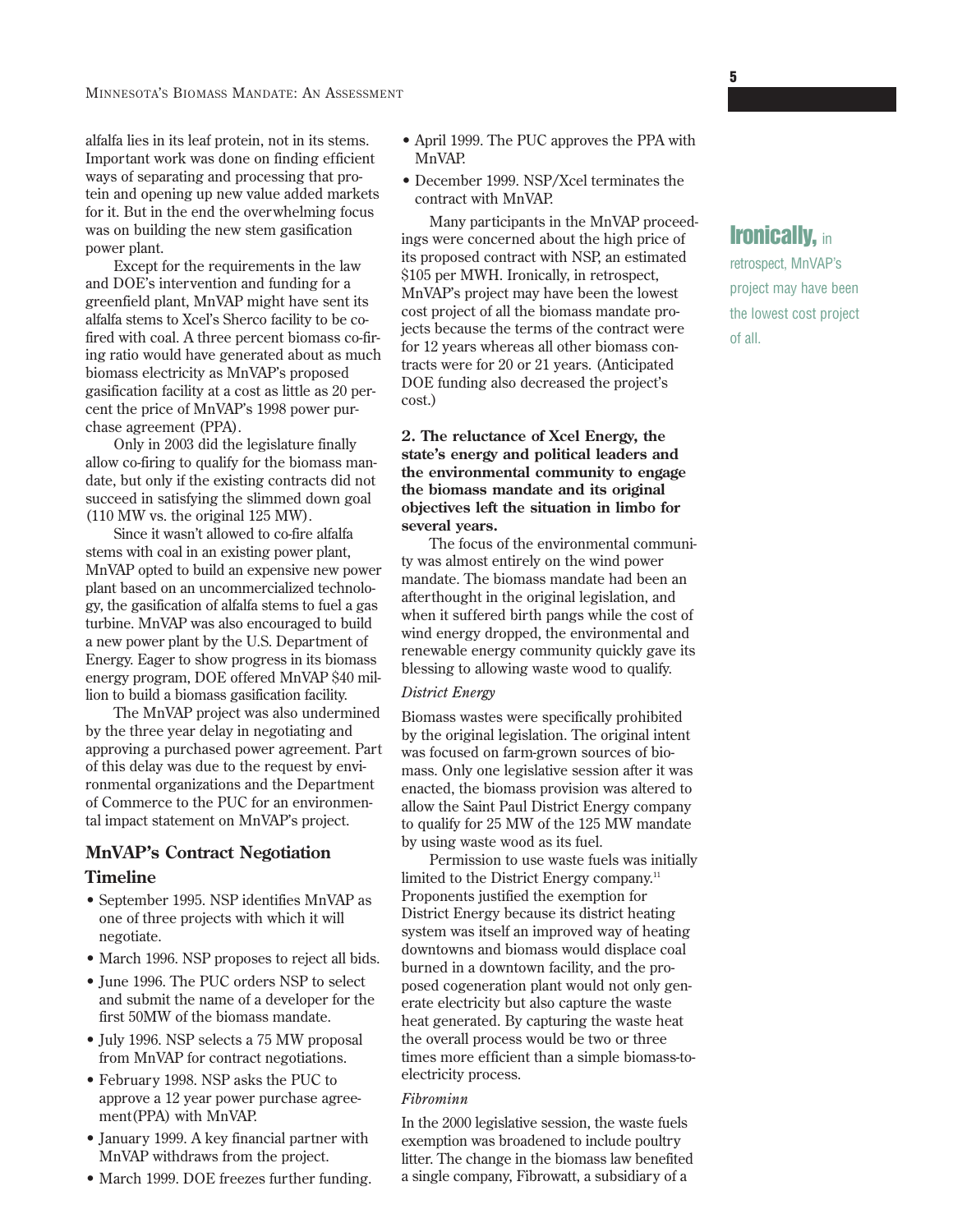alfalfa lies in its leaf protein, not in its stems. Important work was done on finding efficient ways of separating and processing that protein and opening up new value added markets for it. But in the end the overwhelming focus was on building the new stem gasification power plant.

Except for the requirements in the law and DOE's intervention and funding for a greenfield plant, MnVAP might have sent its alfalfa stems to Xcel's Sherco facility to be co-fired with coal. A three percent biomass co-firing ratio would have generated about as much biomass electricity as MnVAP's proposed gasification facility at a cost as little as 20 percent the price of MnVAP's 1998 power purchase agreement (PPA).

Only in 2003 did the legislature finally allow co-firing to qualify for the biomass mandate, but only if the existing contracts did not succeed in satisfying the slimmed down goal (110 MW vs. the original 125 MW).

Since it wasn't allowed to co-fire alfalfa stems with coal in an existing power plant, MnVAP opted to build an expensive new power plant based on an uncommercialized technology, the gasification of alfalfa stems to fuel a gas turbine. MnVAP was also encouraged to build a new power plant by the U.S. Department of Energy. Eager to show progress in its biomass energy program, DOE offered MnVAP $40 million to build a biomass gasification facility.

The MnVAP project was also undermined by the three year delay in negotiating and approving a purchased power agreement. Part of this delay was due to the request by environmental organizations and the Department of Commerce to the PUC for an environmental impact statement on MnVAP's project.

## MnVAP's Contract Negotiation Timeline

- September 1995. NSP identifies MnVAP as one of three projects with which it will negotiate.
- March 1996. NSP proposes to reject all bids.
- June 1996. The PUC orders NSP to select and submit the name of a developer for the first 50MW of the biomass mandate.
- July 1996. NSP selects a 75 MW proposal from MnVAP for contract negotiations.
- February 1998. NSP asks the PUC to approve a 12 year power purchase agreement(PPA) with MnVAP.
- January 1999. A key financial partner with MnVAP withdraws from the project.
- March 1999. DOE freezes further funding.
- April 1999. The PUC approves the PPA with MnVAP.
- December 1999. NSP/Xcel terminates the contract with MnVAP.

Many participants in the MnVAP proceedings were concerned about the high price of its proposed contract with NSP, an estimated $105 per MWH. Ironically, in retrospect, MnVAP's project may have been the lowest cost project of all the biomass mandate projects because the terms of the contract were for 12 years whereas all other biomass contracts were for 20 or 21 years. (Anticipated DOE funding also decreased the project's cost.)

**Ironically,** in retrospect, MnVAP's project may have been the lowest cost project of all.

**2. The reluctance of Xcel Energy, the state's energy and political leaders and the environmental community to engage the biomass mandate and its original objectives left the situation in limbo for several years.**

The focus of the environmental community was almost entirely on the wind power mandate. The biomass mandate had been an afterthought in the original legislation, and when it suffered birth pangs while the cost of wind energy dropped, the environmental and renewable energy community quickly gave its blessing to allowing waste wood to qualify.

*District Energy*

Biomass wastes were specifically prohibited by the original legislation. The original intent was focused on farm-grown sources of biomass. Only one legislative session after it was enacted, the biomass provision was altered to allow the Saint Paul District Energy company to qualify for 25 MW of the 125 MW mandate by using waste wood as its fuel.

Permission to use waste fuels was initially limited to the District Energy company.[11] Proponents justified the exemption for District Energy because its district heating system was itself an improved way of heating downtowns and biomass would displace coal burned in a downtown facility, and the proposed cogeneration plant would not only generate electricity but also capture the waste heat generated. By capturing the waste heat the overall process would be two or three times more efficient than a simple biomass-to-electricity process.

*Fibrominn*

In the 2000 legislative session, the waste fuels exemption was broadened to include poultry litter. The change in the biomass law benefited a single company, Fibrowatt, a subsidiary of a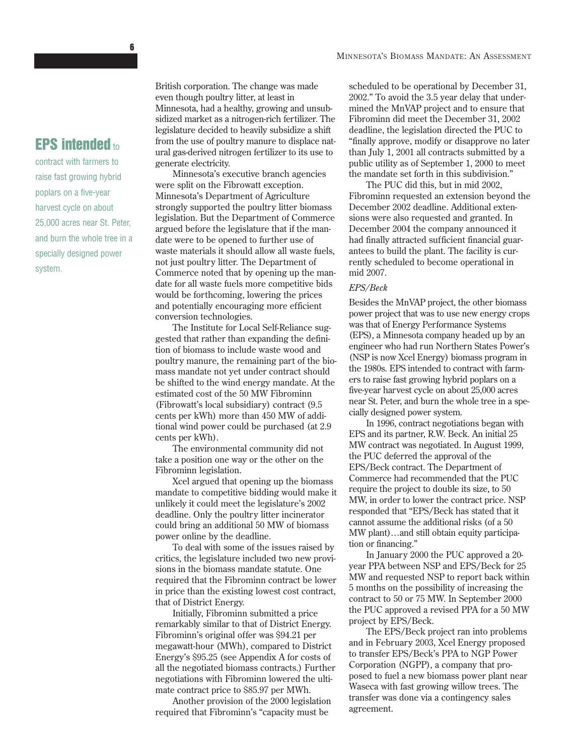British corporation. The change was made even though poultry litter, at least in Minnesota, had a healthy, growing and unsubsidized market as a nitrogen-rich fertilizer. The legislature decided to heavily subsidize a shift from the use of poultry manure to displace natural gas-derived nitrogen fertilizer to its use to generate electricity.

Minnesota's executive branch agencies were split on the Fibrowatt exception. Minnesota's Department of Agriculture strongly supported the poultry litter biomass legislation. But the Department of Commerce argued before the legislature that if the mandate were to be opened to further use of waste materials it should allow all waste fuels, not just poultry litter. The Department of Commerce noted that by opening up the mandate for all waste fuels more competitive bids would be forthcoming, lowering the prices and potentially encouraging more efficient conversion technologies.

The Institute for Local Self-Reliance suggested that rather than expanding the definition of biomass to include waste wood and poultry manure, the remaining part of the biomass mandate not yet under contract should be shifted to the wind energy mandate. At the estimated cost of the 50 MW Fibrominn (Fibrowatt's local subsidiary) contract (9.5 cents per kWh) more than 450 MW of additional wind power could be purchased (at 2.9 cents per kWh).

The environmental community did not take a position one way or the other on the Fibrominn legislation.

Xcel argued that opening up the biomass mandate to competitive bidding would make it unlikely it could meet the legislature's 2002 deadline. Only the poultry litter incinerator could bring an additional 50 MW of biomass power online by the deadline.

To deal with some of the issues raised by critics, the legislature included two new provisions in the biomass mandate statute. One required that the Fibrominn contract be lower in price than the existing lowest cost contract, that of District Energy.

Initially, Fibrominn submitted a price remarkably similar to that of District Energy. Fibrominn's original offer was \$94.21 per megawatt-hour (MWh), compared to District Energy's \$95.25 (see Appendix A for costs of all the negotiated biomass contracts.) Further negotiations with Fibrominn lowered the ultimate contract price to \$85.97 per MWh.

Another provision of the 2000 legislation required that Fibrominn's "capacity must be scheduled to be operational by December 31, 2002." To avoid the 3.5 year delay that undermined the MnVAP project and to ensure that Fibrominn did meet the December 31, 2002 deadline, the legislation directed the PUC to "finally approve, modify or disapprove no later than July 1, 2001 all contracts submitted by a public utility as of September 1, 2000 to meet the mandate set forth in this subdivision."

The PUC did this, but in mid 2002, Fibrominn requested an extension beyond the December 2002 deadline. Additional extensions were also requested and granted. In December 2004 the company announced it had finally attracted sufficient financial guarantees to build the plant. The facility is currently scheduled to become operational in mid 2007.

*EPS/Beck*

Besides the MnVAP project, the other biomass power project that was to use new energy crops was that of Energy Performance Systems (EPS), a Minnesota company headed up by an engineer who had run Northern States Power's (NSP is now Xcel Energy) biomass program in the 1980s. EPS intended to contract with farmers to raise fast growing hybrid poplars on a five-year harvest cycle on about 25,000 acres near St. Peter, and burn the whole tree in a specially designed power system.

**EPS intended** to contract with farmers to raise fast growing hybrid poplars on a five-year harvest cycle on about 25,000 acres near St. Peter, and burn the whole tree in a specially designed power system.

In 1996, contract negotiations began with EPS and its partner, R.W. Beck. An initial 25 MW contract was negotiated. In August 1999, the PUC deferred the approval of the EPS/Beck contract. The Department of Commerce had recommended that the PUC require the project to double its size, to 50 MW, in order to lower the contract price. NSP responded that "EPS/Beck has stated that it cannot assume the additional risks (of a 50 MW plant)…and still obtain equity participation or financing."

In January 2000 the PUC approved a 20-year PPA between NSP and EPS/Beck for 25 MW and requested NSP to report back within 5 months on the possibility of increasing the contract to 50 or 75 MW. In September 2000 the PUC approved a revised PPA for a 50 MW project by EPS/Beck.

The EPS/Beck project ran into problems and in February 2003, Xcel Energy proposed to transfer EPS/Beck's PPA to NGP Power Corporation (NGPP), a company that proposed to fuel a new biomass power plant near Waseca with fast growing willow trees. The transfer was done via a contingency sales agreement.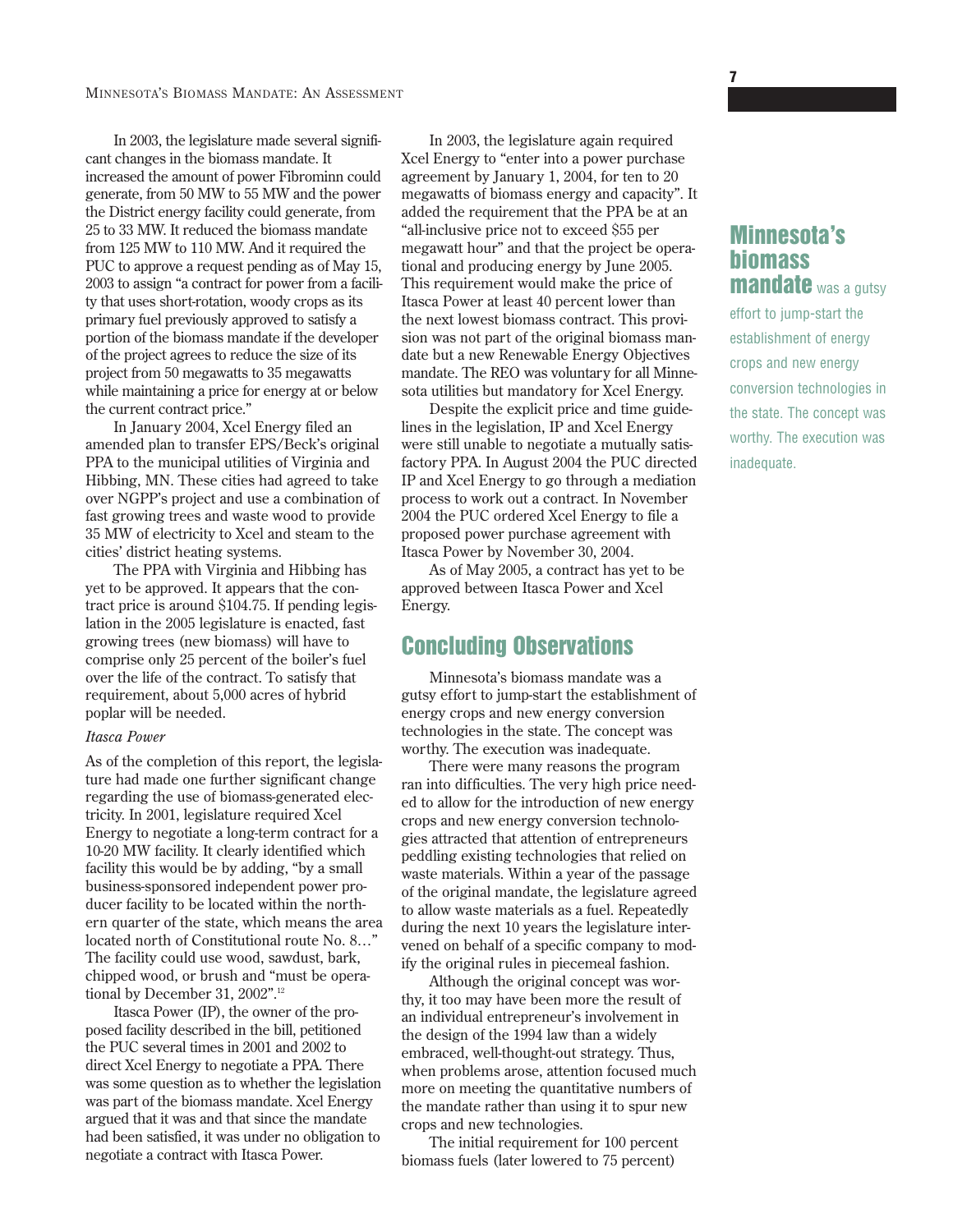In 2003, the legislature made several significant changes in the biomass mandate. It increased the amount of power Fibrominn could generate, from 50 MW to 55 MW and the power the District energy facility could generate, from 25 to 33 MW. It reduced the biomass mandate from 125 MW to 110 MW. And it required the PUC to approve a request pending as of May 15, 2003 to assign "a contract for power from a facility that uses short-rotation, woody crops as its primary fuel previously approved to satisfy a portion of the biomass mandate if the developer of the project agrees to reduce the size of its project from 50 megawatts to 35 megawatts while maintaining a price for energy at or below the current contract price."

In January 2004, Xcel Energy filed an amended plan to transfer EPS/Beck's original PPA to the municipal utilities of Virginia and Hibbing, MN. These cities had agreed to take over NGPP's project and use a combination of fast growing trees and waste wood to provide 35 MW of electricity to Xcel and steam to the cities' district heating systems.

The PPA with Virginia and Hibbing has yet to be approved. It appears that the contract price is around $104.75. If pending legislation in the 2005 legislature is enacted, fast growing trees (new biomass) will have to comprise only 25 percent of the boiler's fuel over the life of the contract. To satisfy that requirement, about 5,000 acres of hybrid poplar will be needed.

*Itasca Power*

As of the completion of this report, the legislature had made one further significant change regarding the use of biomass-generated electricity. In 2001, legislature required Xcel Energy to negotiate a long-term contract for a 10-20 MW facility. It clearly identified which facility this would be by adding, "by a small business-sponsored independent power producer facility to be located within the northern quarter of the state, which means the area located north of Constitutional route No. 8…" The facility could use wood, sawdust, bark, chipped wood, or brush and "must be operational by December 31, 2002".[12]

Itasca Power (IP), the owner of the proposed facility described in the bill, petitioned the PUC several times in 2001 and 2002 to direct Xcel Energy to negotiate a PPA. There was some question as to whether the legislation was part of the biomass mandate. Xcel Energy argued that it was and that since the mandate had been satisfied, it was under no obligation to negotiate a contract with Itasca Power.

In 2003, the legislature again required Xcel Energy to "enter into a power purchase agreement by January 1, 2004, for ten to 20 megawatts of biomass energy and capacity". It added the requirement that the PPA be at an "all-inclusive price not to exceed $55 per megawatt hour" and that the project be operational and producing energy by June 2005. This requirement would make the price of Itasca Power at least 40 percent lower than the next lowest biomass contract. This provision was not part of the original biomass mandate but a new Renewable Energy Objectives mandate. The REO was voluntary for all Minnesota utilities but mandatory for Xcel Energy.

Despite the explicit price and time guidelines in the legislation, IP and Xcel Energy were still unable to negotiate a mutually satisfactory PPA. In August 2004 the PUC directed IP and Xcel Energy to go through a mediation process to work out a contract. In November 2004 the PUC ordered Xcel Energy to file a proposed power purchase agreement with Itasca Power by November 30, 2004.

As of May 2005, a contract has yet to be approved between Itasca Power and Xcel Energy.

## Concluding Observations

Minnesota's biomass mandate was a gutsy effort to jump-start the establishment of energy crops and new energy conversion technologies in the state. The concept was worthy. The execution was inadequate.

There were many reasons the program ran into difficulties. The very high price needed to allow for the introduction of new energy crops and new energy conversion technologies attracted that attention of entrepreneurs peddling existing technologies that relied on waste materials. Within a year of the passage of the original mandate, the legislature agreed to allow waste materials as a fuel. Repeatedly during the next 10 years the legislature intervened on behalf of a specific company to modify the original rules in piecemeal fashion.

Although the original concept was worthy, it too may have been more the result of an individual entrepreneur's involvement in the design of the 1994 law than a widely embraced, well-thought-out strategy. Thus, when problems arose, attention focused much more on meeting the quantitative numbers of the mandate rather than using it to spur new crops and new technologies.

The initial requirement for 100 percent biomass fuels (later lowered to 75 percent)

**Minnesota's biomass mandate** was a gutsy effort to jump-start the establishment of energy crops and new energy conversion technologies in the state. The concept was worthy. The execution was inadequate.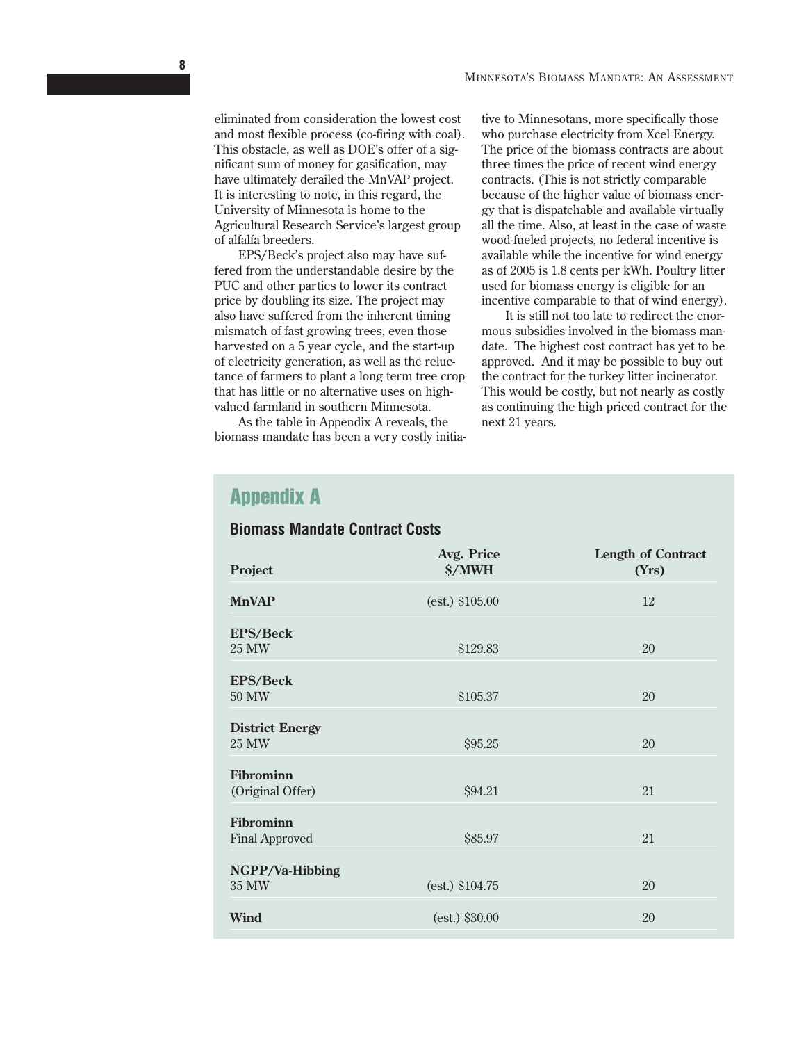eliminated from consideration the lowest cost and most flexible process (co-firing with coal). This obstacle, as well as DOE's offer of a significant sum of money for gasification, may have ultimately derailed the MnVAP project. It is interesting to note, in this regard, the University of Minnesota is home to the Agricultural Research Service's largest group of alfalfa breeders.

EPS/Beck's project also may have suffered from the understandable desire by the PUC and other parties to lower its contract price by doubling its size. The project may also have suffered from the inherent timing mismatch of fast growing trees, even those harvested on a 5 year cycle, and the start-up of electricity generation, as well as the reluctance of farmers to plant a long term tree crop that has little or no alternative uses on high-valued farmland in southern Minnesota.

As the table in Appendix A reveals, the biomass mandate has been a very costly initiative to Minnesotans, more specifically those who purchase electricity from Xcel Energy. The price of the biomass contracts are about three times the price of recent wind energy contracts. (This is not strictly comparable because of the higher value of biomass energy that is dispatchable and available virtually all the time. Also, at least in the case of waste wood-fueled projects, no federal incentive is available while the incentive for wind energy as of 2005 is 1.8 cents per kWh. Poultry litter used for biomass energy is eligible for an incentive comparable to that of wind energy).

It is still not too late to redirect the enormous subsidies involved in the biomass mandate. The highest cost contract has yet to be approved. And it may be possible to buy out the contract for the turkey litter incinerator. This would be costly, but not nearly as costly as continuing the high priced contract for the next 21 years.

## Appendix A

### Biomass Mandate Contract Costs

| Project | Avg. Price $/MWH | Length of Contract (Yrs) |
|---|---|---|
| **MnVAP** | (est.) $105.00 | 12 |
| **EPS/Beck** 25 MW | $129.83 | 20 |
| **EPS/Beck** 50 MW | $105.37 | 20 |
| **District Energy** 25 MW | $95.25 | 20 |
| **Fibrominn** (Original Offer) | $94.21 | 21 |
| **Fibrominn** Final Approved | $85.97 | 21 |
| **NGPP/Va-Hibbing** 35 MW | (est.) $104.75 | 20 |
| **Wind** | (est.) $30.00 | 20 |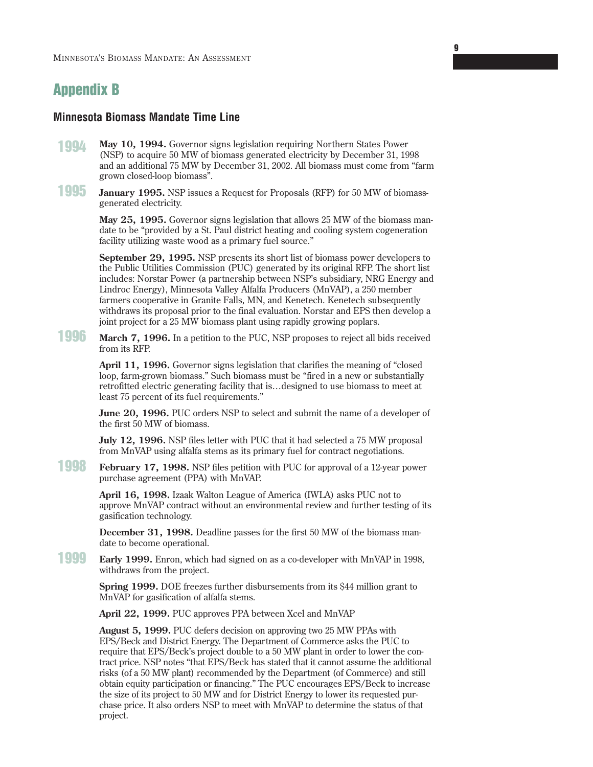## Appendix B

### Minnesota Biomass Mandate Time Line

**1994**

**May 10, 1994.** Governor signs legislation requiring Northern States Power (NSP) to acquire 50 MW of biomass generated electricity by December 31, 1998 and an additional 75 MW by December 31, 2002. All biomass must come from "farm grown closed-loop biomass".

**1995**

**January 1995.** NSP issues a Request for Proposals (RFP) for 50 MW of biomass-generated electricity.

**May 25, 1995.** Governor signs legislation that allows 25 MW of the biomass mandate to be "provided by a St. Paul district heating and cooling system cogeneration facility utilizing waste wood as a primary fuel source."

**September 29, 1995.** NSP presents its short list of biomass power developers to the Public Utilities Commission (PUC) generated by its original RFP. The short list includes: Norstar Power (a partnership between NSP's subsidiary, NRG Energy and Lindroc Energy), Minnesota Valley Alfalfa Producers (MnVAP), a 250 member farmers cooperative in Granite Falls, MN, and Kenetech. Kenetech subsequently withdraws its proposal prior to the final evaluation. Norstar and EPS then develop a joint project for a 25 MW biomass plant using rapidly growing poplars.

**1996**

**March 7, 1996.** In a petition to the PUC, NSP proposes to reject all bids received from its RFP.

**April 11, 1996.** Governor signs legislation that clarifies the meaning of "closed loop, farm-grown biomass." Such biomass must be "fired in a new or substantially retrofitted electric generating facility that is…designed to use biomass to meet at least 75 percent of its fuel requirements."

**June 20, 1996.** PUC orders NSP to select and submit the name of a developer of the first 50 MW of biomass.

**July 12, 1996.** NSP files letter with PUC that it had selected a 75 MW proposal from MnVAP using alfalfa stems as its primary fuel for contract negotiations.

**1998**

**February 17, 1998.** NSP files petition with PUC for approval of a 12-year power purchase agreement (PPA) with MnVAP.

**April 16, 1998.** Izaak Walton League of America (IWLA) asks PUC not to approve MnVAP contract without an environmental review and further testing of its gasification technology.

**December 31, 1998.** Deadline passes for the first 50 MW of the biomass mandate to become operational.

**1999**

**Early 1999.** Enron, which had signed on as a co-developer with MnVAP in 1998, withdraws from the project.

**Spring 1999.** DOE freezes further disbursements from its $44 million grant to MnVAP for gasification of alfalfa stems.

**April 22, 1999.** PUC approves PPA between Xcel and MnVAP

**August 5, 1999.** PUC defers decision on approving two 25 MW PPAs with EPS/Beck and District Energy. The Department of Commerce asks the PUC to require that EPS/Beck's project double to a 50 MW plant in order to lower the contract price. NSP notes "that EPS/Beck has stated that it cannot assume the additional risks (of a 50 MW plant) recommended by the Department (of Commerce) and still obtain equity participation or financing." The PUC encourages EPS/Beck to increase the size of its project to 50 MW and for District Energy to lower its requested purchase price. It also orders NSP to meet with MnVAP to determine the status of that project.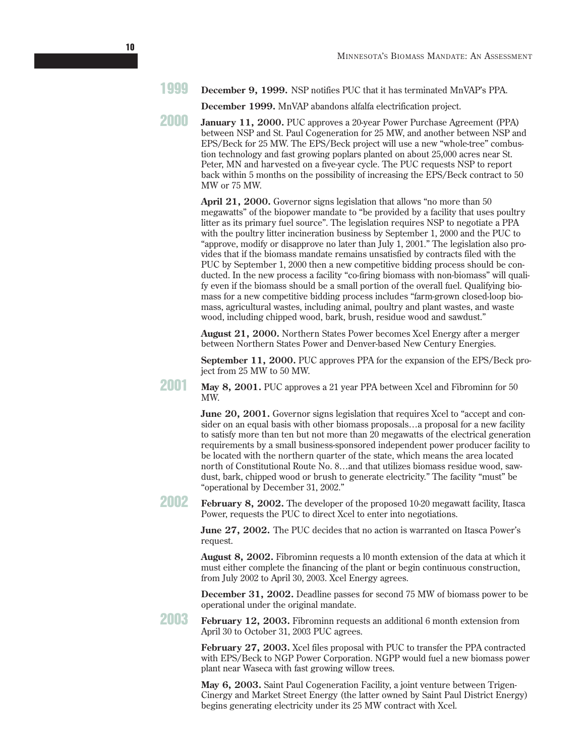**1999**

**December 9, 1999.** NSP notifies PUC that it has terminated MnVAP's PPA.

**December 1999.** MnVAP abandons alfalfa electrification project.

**2000**

**January 11, 2000.** PUC approves a 20-year Power Purchase Agreement (PPA) between NSP and St. Paul Cogeneration for 25 MW, and another between NSP and EPS/Beck for 25 MW. The EPS/Beck project will use a new "whole-tree" combustion technology and fast growing poplars planted on about 25,000 acres near St. Peter, MN and harvested on a five-year cycle. The PUC requests NSP to report back within 5 months on the possibility of increasing the EPS/Beck contract to 50 MW or 75 MW.

**April 21, 2000.** Governor signs legislation that allows "no more than 50 megawatts" of the biopower mandate to "be provided by a facility that uses poultry litter as its primary fuel source". The legislation requires NSP to negotiate a PPA with the poultry litter incineration business by September 1, 2000 and the PUC to "approve, modify or disapprove no later than July 1, 2001." The legislation also provides that if the biomass mandate remains unsatisfied by contracts filed with the PUC by September 1, 2000 then a new competitive bidding process should be conducted. In the new process a facility "co-firing biomass with non-biomass" will qualify even if the biomass should be a small portion of the overall fuel. Qualifying biomass for a new competitive bidding process includes "farm-grown closed-loop biomass, agricultural wastes, including animal, poultry and plant wastes, and waste wood, including chipped wood, bark, brush, residue wood and sawdust."

**August 21, 2000.** Northern States Power becomes Xcel Energy after a merger between Northern States Power and Denver-based New Century Energies.

**September 11, 2000.** PUC approves PPA for the expansion of the EPS/Beck project from 25 MW to 50 MW.

**2001**

**May 8, 2001.** PUC approves a 21 year PPA between Xcel and Fibrominn for 50 MW.

**June 20, 2001.** Governor signs legislation that requires Xcel to "accept and consider on an equal basis with other biomass proposals…a proposal for a new facility to satisfy more than ten but not more than 20 megawatts of the electrical generation requirements by a small business-sponsored independent power producer facility to be located with the northern quarter of the state, which means the area located north of Constitutional Route No. 8…and that utilizes biomass residue wood, sawdust, bark, chipped wood or brush to generate electricity." The facility "must" be "operational by December 31, 2002."

**2002**

**February 8, 2002.** The developer of the proposed 10-20 megawatt facility, Itasca Power, requests the PUC to direct Xcel to enter into negotiations.

**June 27, 2002.** The PUC decides that no action is warranted on Itasca Power's request.

**August 8, 2002.** Fibrominn requests a l0 month extension of the data at which it must either complete the financing of the plant or begin continuous construction, from July 2002 to April 30, 2003. Xcel Energy agrees.

**December 31, 2002.** Deadline passes for second 75 MW of biomass power to be operational under the original mandate.

**2003**

**February 12, 2003.** Fibrominn requests an additional 6 month extension from April 30 to October 31, 2003 PUC agrees.

**February 27, 2003.** Xcel files proposal with PUC to transfer the PPA contracted with EPS/Beck to NGP Power Corporation. NGPP would fuel a new biomass power plant near Waseca with fast growing willow trees.

**May 6, 2003.** Saint Paul Cogeneration Facility, a joint venture between Trigen-Cinergy and Market Street Energy (the latter owned by Saint Paul District Energy) begins generating electricity under its 25 MW contract with Xcel.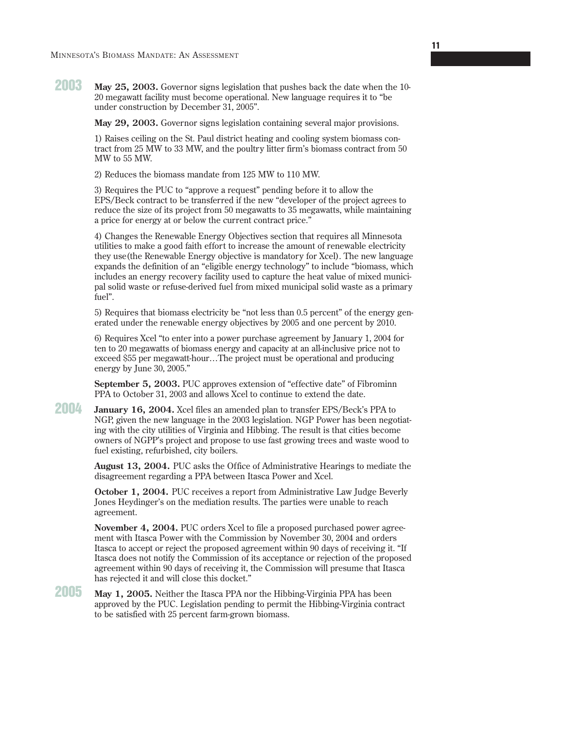**2003**

**May 25, 2003.** Governor signs legislation that pushes back the date when the 10-20 megawatt facility must become operational. New language requires it to "be under construction by December 31, 2005".

**May 29, 2003.** Governor signs legislation containing several major provisions.

1) Raises ceiling on the St. Paul district heating and cooling system biomass contract from 25 MW to 33 MW, and the poultry litter firm's biomass contract from 50 MW to 55 MW.

2) Reduces the biomass mandate from 125 MW to 110 MW.

3) Requires the PUC to "approve a request" pending before it to allow the EPS/Beck contract to be transferred if the new "developer of the project agrees to reduce the size of its project from 50 megawatts to 35 megawatts, while maintaining a price for energy at or below the current contract price."

4) Changes the Renewable Energy Objectives section that requires all Minnesota utilities to make a good faith effort to increase the amount of renewable electricity they use(the Renewable Energy objective is mandatory for Xcel). The new language expands the definition of an "eligible energy technology" to include "biomass, which includes an energy recovery facility used to capture the heat value of mixed municipal solid waste or refuse-derived fuel from mixed municipal solid waste as a primary fuel".

5) Requires that biomass electricity be "not less than 0.5 percent" of the energy generated under the renewable energy objectives by 2005 and one percent by 2010.

6) Requires Xcel "to enter into a power purchase agreement by January 1, 2004 for ten to 20 megawatts of biomass energy and capacity at an all-inclusive price not to exceed $55 per megawatt-hour…The project must be operational and producing energy by June 30, 2005."

**September 5, 2003.** PUC approves extension of "effective date" of Fibrominn PPA to October 31, 2003 and allows Xcel to continue to extend the date.

**2004**

**January 16, 2004.** Xcel files an amended plan to transfer EPS/Beck's PPA to NGP, given the new language in the 2003 legislation. NGP Power has been negotiating with the city utilities of Virginia and Hibbing. The result is that cities become owners of NGPP's project and propose to use fast growing trees and waste wood to fuel existing, refurbished, city boilers.

**August 13, 2004.** PUC asks the Office of Administrative Hearings to mediate the disagreement regarding a PPA between Itasca Power and Xcel.

**October 1, 2004.** PUC receives a report from Administrative Law Judge Beverly Jones Heydinger's on the mediation results. The parties were unable to reach agreement.

**November 4, 2004.** PUC orders Xcel to file a proposed purchased power agreement with Itasca Power with the Commission by November 30, 2004 and orders Itasca to accept or reject the proposed agreement within 90 days of receiving it. "If Itasca does not notify the Commission of its acceptance or rejection of the proposed agreement within 90 days of receiving it, the Commission will presume that Itasca has rejected it and will close this docket."

**2005**

**May 1, 2005.** Neither the Itasca PPA nor the Hibbing-Virginia PPA has been approved by the PUC. Legislation pending to permit the Hibbing-Virginia contract to be satisfied with 25 percent farm-grown biomass.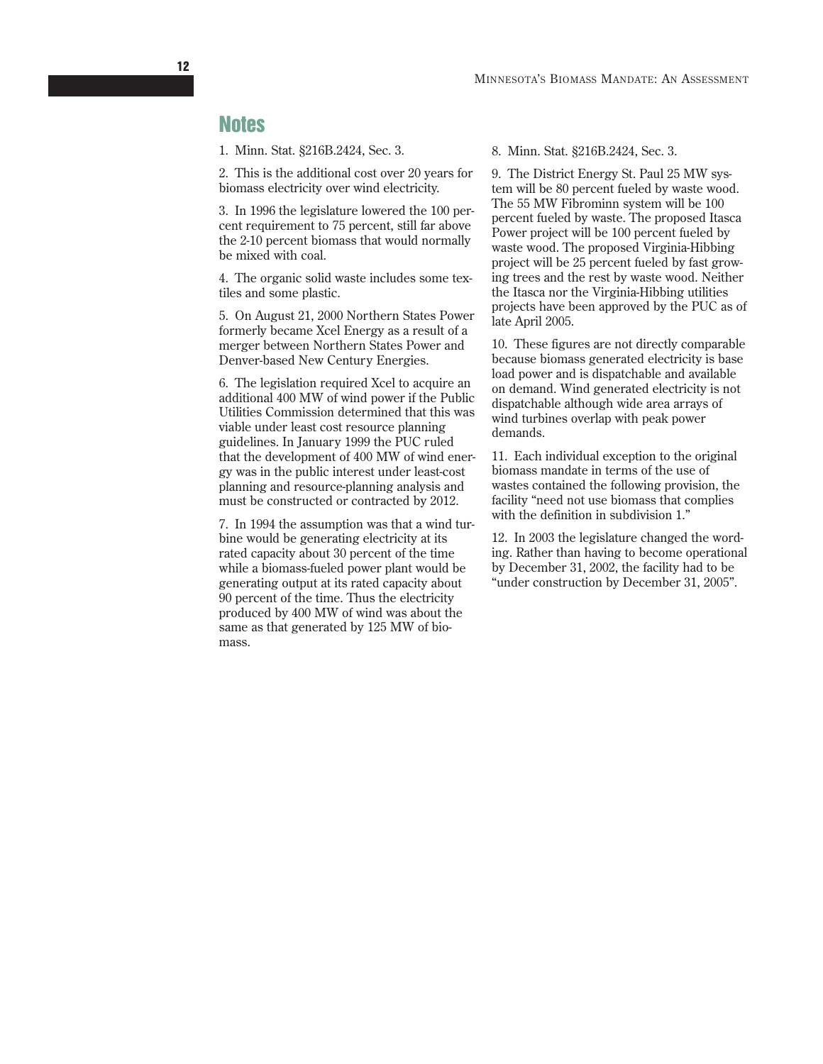## Notes

1. Minn. Stat. §216B.2424, Sec. 3.

2. This is the additional cost over 20 years for biomass electricity over wind electricity.

3. In 1996 the legislature lowered the 100 percent requirement to 75 percent, still far above the 2-10 percent biomass that would normally be mixed with coal.

4. The organic solid waste includes some textiles and some plastic.

5. On August 21, 2000 Northern States Power formerly became Xcel Energy as a result of a merger between Northern States Power and Denver-based New Century Energies.

6. The legislation required Xcel to acquire an additional 400 MW of wind power if the Public Utilities Commission determined that this was viable under least cost resource planning guidelines. In January 1999 the PUC ruled that the development of 400 MW of wind energy was in the public interest under least-cost planning and resource-planning analysis and must be constructed or contracted by 2012.

7. In 1994 the assumption was that a wind turbine would be generating electricity at its rated capacity about 30 percent of the time while a biomass-fueled power plant would be generating output at its rated capacity about 90 percent of the time. Thus the electricity produced by 400 MW of wind was about the same as that generated by 125 MW of biomass.

8. Minn. Stat. §216B.2424, Sec. 3.

9. The District Energy St. Paul 25 MW system will be 80 percent fueled by waste wood. The 55 MW Fibrominn system will be 100 percent fueled by waste. The proposed Itasca Power project will be 100 percent fueled by waste wood. The proposed Virginia-Hibbing project will be 25 percent fueled by fast growing trees and the rest by waste wood. Neither the Itasca nor the Virginia-Hibbing utilities projects have been approved by the PUC as of late April 2005.

10. These figures are not directly comparable because biomass generated electricity is base load power and is dispatchable and available on demand. Wind generated electricity is not dispatchable although wide area arrays of wind turbines overlap with peak power demands.

11. Each individual exception to the original biomass mandate in terms of the use of wastes contained the following provision, the facility "need not use biomass that complies with the definition in subdivision 1."

12. In 2003 the legislature changed the wording. Rather than having to become operational by December 31, 2002, the facility had to be "under construction by December 31, 2005".